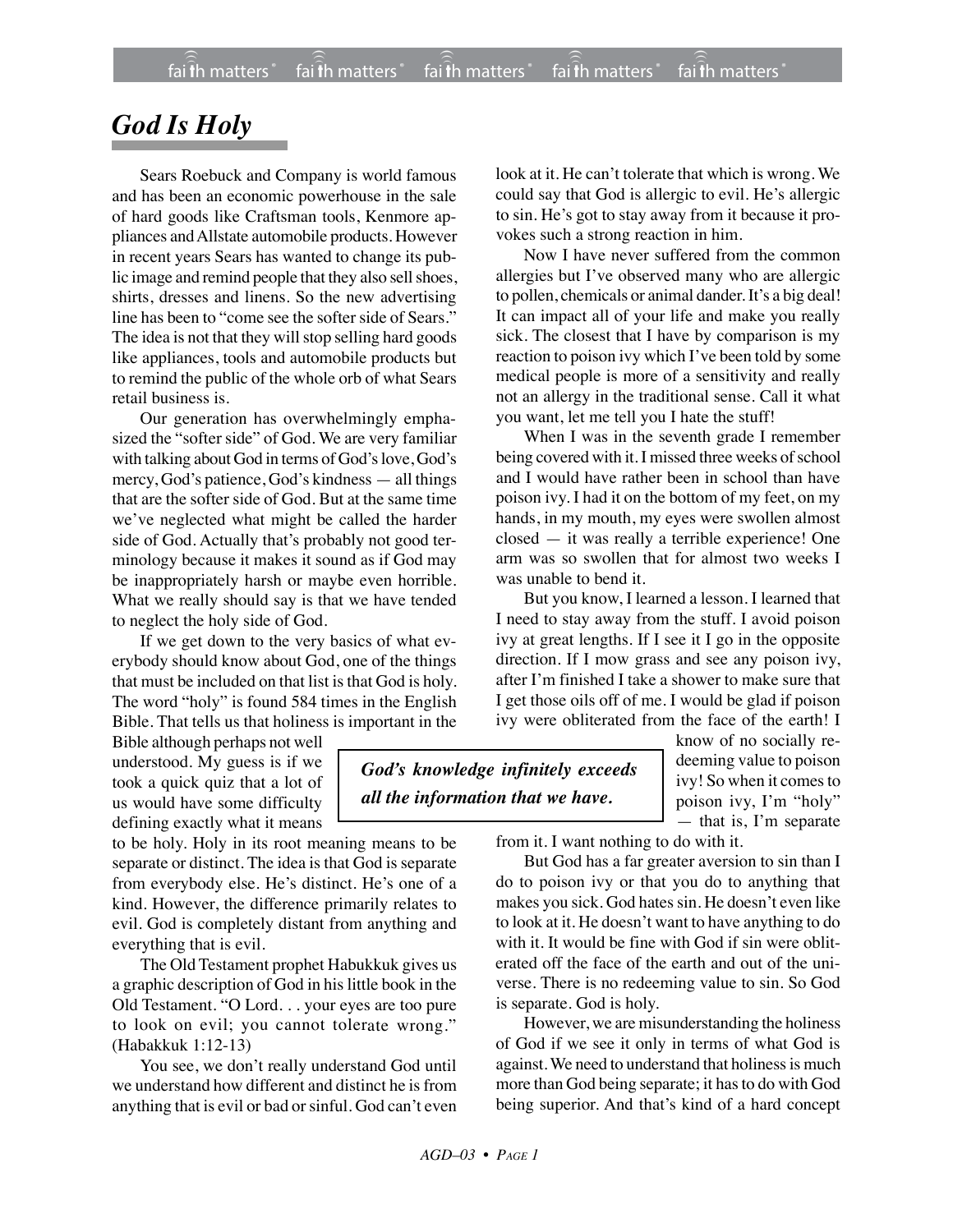# *God Is Holy*

Sears Roebuck and Company is world famous and has been an economic powerhouse in the sale of hard goods like Craftsman tools, Kenmore appliances and Allstate automobile products. However in recent years Sears has wanted to change its public image and remind people that they also sell shoes, shirts, dresses and linens. So the new advertising line has been to "come see the softer side of Sears." The idea is not that they will stop selling hard goods like appliances, tools and automobile products but to remind the public of the whole orb of what Sears retail business is.

Our generation has overwhelmingly emphasized the "softer side" of God. We are very familiar with talking about God in terms of God's love, God's mercy, God's patience, God's kindness — all things that are the softer side of God. But at the same time we've neglected what might be called the harder side of God. Actually that's probably not good terminology because it makes it sound as if God may be inappropriately harsh or maybe even horrible. What we really should say is that we have tended to neglect the holy side of God.

If we get down to the very basics of what everybody should know about God, one of the things that must be included on that list is that God is holy. The word "holy" is found 584 times in the English Bible. That tells us that holiness is important in the Bible although perhaps not well understood. My guess is if we took a quick quiz that a lot of us would have some difficulty defining exactly what it means to be holy. Holy in its root meaning means to be separate or distinct. The idea is that God is separate from everybody else. He's distinct. He's one of a kind. However, the difference primarily relates to evil. God is completely distant from anything and everything that is evil.

> ***God's knowledge infinitely exceeds all the information that we have.***

The Old Testament prophet Habukkuk gives us a graphic description of God in his little book in the Old Testament. "O Lord. . . your eyes are too pure to look on evil; you cannot tolerate wrong." (Habakkuk 1:12-13)

You see, we don't really understand God until we understand how different and distinct he is from anything that is evil or bad or sinful. God can't even look at it. He can't tolerate that which is wrong. We could say that God is allergic to evil. He's allergic to sin. He's got to stay away from it because it provokes such a strong reaction in him.

Now I have never suffered from the common allergies but I've observed many who are allergic to pollen, chemicals or animal dander. It's a big deal! It can impact all of your life and make you really sick. The closest that I have by comparison is my reaction to poison ivy which I've been told by some medical people is more of a sensitivity and really not an allergy in the traditional sense. Call it what you want, let me tell you I hate the stuff!

When I was in the seventh grade I remember being covered with it. I missed three weeks of school and I would have rather been in school than have poison ivy. I had it on the bottom of my feet, on my hands, in my mouth, my eyes were swollen almost closed — it was really a terrible experience! One arm was so swollen that for almost two weeks I was unable to bend it.

But you know, I learned a lesson. I learned that I need to stay away from the stuff. I avoid poison ivy at great lengths. If I see it I go in the opposite direction. If I mow grass and see any poison ivy, after I'm finished I take a shower to make sure that I get those oils off of me. I would be glad if poison ivy were obliterated from the face of the earth! I know of no socially redeeming value to poison ivy! So when it comes to poison ivy, I'm "holy" — that is, I'm separate from it. I want nothing to do with it.

But God has a far greater aversion to sin than I do to poison ivy or that you do to anything that makes you sick. God hates sin. He doesn't even like to look at it. He doesn't want to have anything to do with it. It would be fine with God if sin were obliterated off the face of the earth and out of the universe. There is no redeeming value to sin. So God is separate. God is holy.

However, we are misunderstanding the holiness of God if we see it only in terms of what God is against. We need to understand that holiness is much more than God being separate; it has to do with God being superior. And that's kind of a hard concept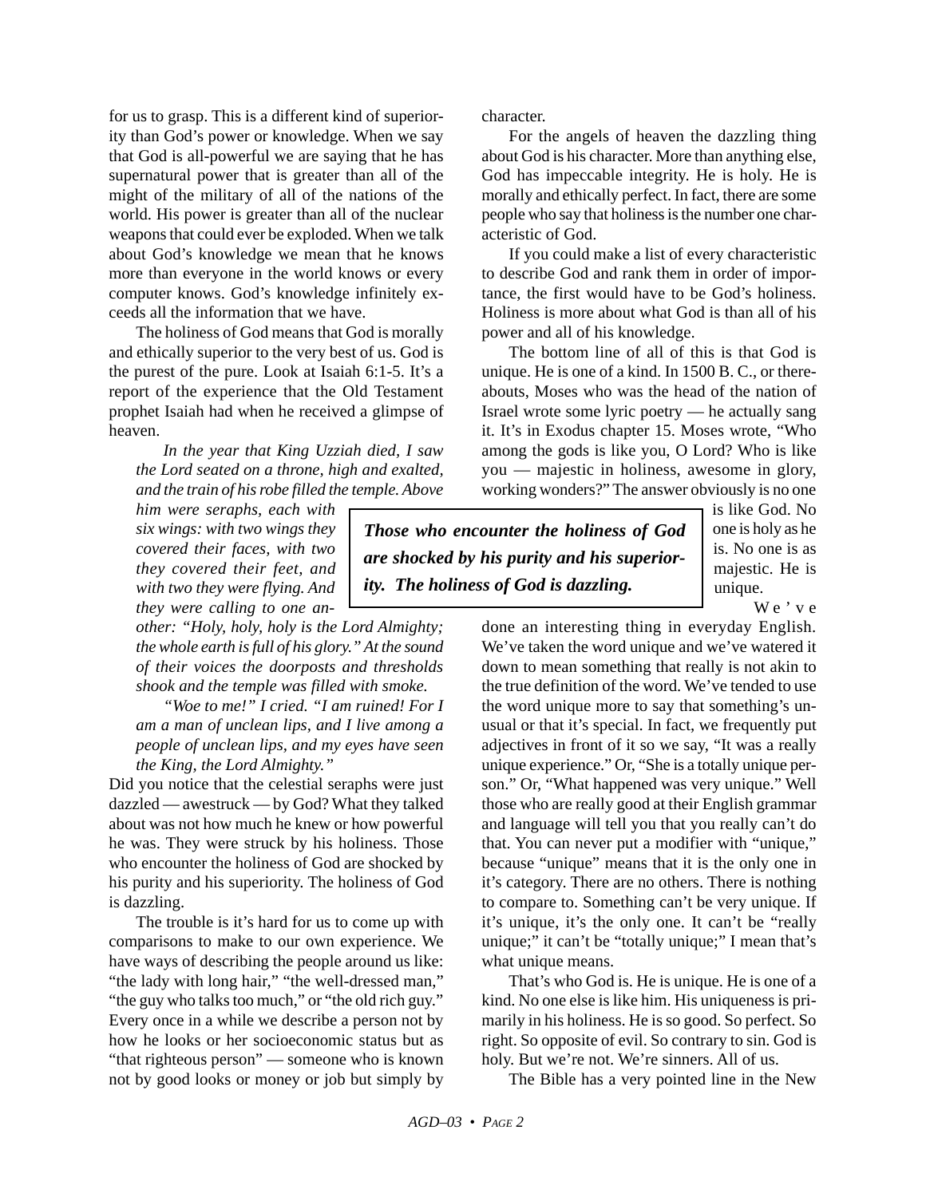for us to grasp. This is a different kind of superiority than God's power or knowledge. When we say that God is all-powerful we are saying that he has supernatural power that is greater than all of the might of the military of all of the nations of the world. His power is greater than all of the nuclear weapons that could ever be exploded. When we talk about God's knowledge we mean that he knows more than everyone in the world knows or every computer knows. God's knowledge infinitely exceeds all the information that we have.

The holiness of God means that God is morally and ethically superior to the very best of us. God is the purest of the pure. Look at Isaiah 6:1-5. It's a report of the experience that the Old Testament prophet Isaiah had when he received a glimpse of heaven.

> *In the year that King Uzziah died, I saw the Lord seated on a throne, high and exalted, and the train of his robe filled the temple. Above him were seraphs, each with six wings: with two wings they covered their faces, with two they covered their feet, and with two they were flying. And they were calling to one another: "Holy, holy, holy is the Lord Almighty; the whole earth is full of his glory." At the sound of their voices the doorposts and thresholds shook and the temple was filled with smoke.*
>
> *"Woe to me!" I cried. "I am ruined! For I am a man of unclean lips, and I live among a people of unclean lips, and my eyes have seen the King, the Lord Almighty."*

Did you notice that the celestial seraphs were just dazzled — awestruck — by God? What they talked about was not how much he knew or how powerful he was. They were struck by his holiness. Those who encounter the holiness of God are shocked by his purity and his superiority. The holiness of God is dazzling.

The trouble is it's hard for us to come up with comparisons to make to our own experience. We have ways of describing the people around us like: "the lady with long hair," "the well-dressed man," "the guy who talks too much," or "the old rich guy." Every once in a while we describe a person not by how he looks or her socioeconomic status but as "that righteous person" — someone who is known not by good looks or money or job but simply by character.

For the angels of heaven the dazzling thing about God is his character. More than anything else, God has impeccable integrity. He is holy. He is morally and ethically perfect. In fact, there are some people who say that holiness is the number one characteristic of God.

If you could make a list of every characteristic to describe God and rank them in order of importance, the first would have to be God's holiness. Holiness is more about what God is than all of his power and all of his knowledge.

The bottom line of all of this is that God is unique. He is one of a kind. In 1500 B. C., or thereabouts, Moses who was the head of the nation of Israel wrote some lyric poetry — he actually sang it. It's in Exodus chapter 15. Moses wrote, "Who among the gods is like you, O Lord? Who is like you — majestic in holiness, awesome in glory, working wonders?" The answer obviously is no one is like God. No one is holy as he is. No one is as majestic. He is unique.

> ***Those who encounter the holiness of God are shocked by his purity and his superiority. The holiness of God is dazzling.***

We've done an interesting thing in everyday English. We've taken the word unique and we've watered it down to mean something that really is not akin to the true definition of the word. We've tended to use the word unique more to say that something's unusual or that it's special. In fact, we frequently put adjectives in front of it so we say, "It was a really unique experience." Or, "She is a totally unique person." Or, "What happened was very unique." Well those who are really good at their English grammar and language will tell you that you really can't do that. You can never put a modifier with "unique," because "unique" means that it is the only one in it's category. There are no others. There is nothing to compare to. Something can't be very unique. If it's unique, it's the only one. It can't be "really unique;" it can't be "totally unique;" I mean that's what unique means.

That's who God is. He is unique. He is one of a kind. No one else is like him. His uniqueness is primarily in his holiness. He is so good. So perfect. So right. So opposite of evil. So contrary to sin. God is holy. But we're not. We're sinners. All of us.

The Bible has a very pointed line in the New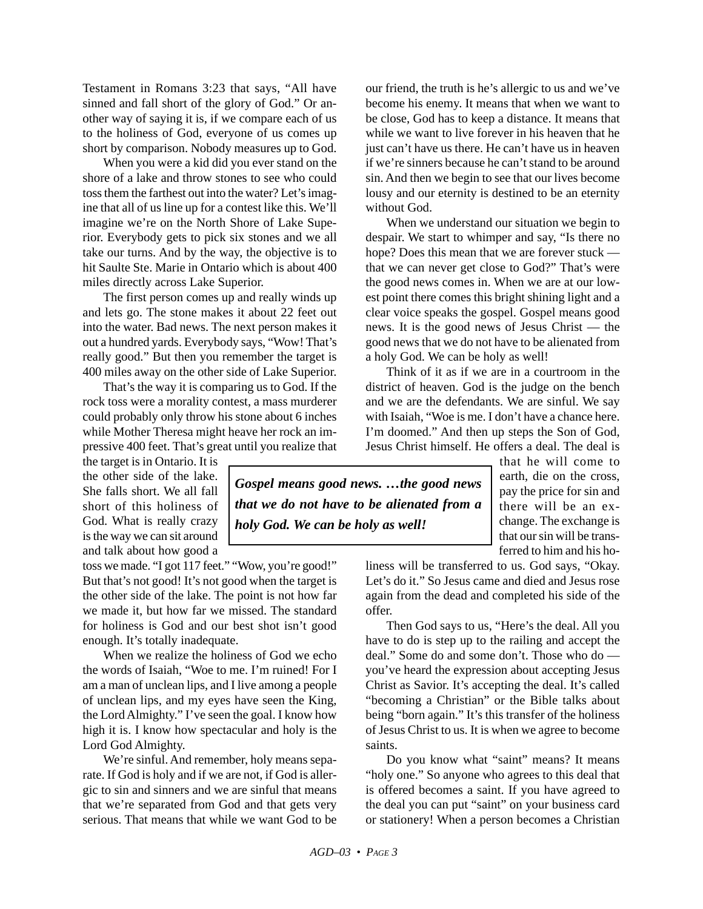Testament in Romans 3:23 that says, "All have sinned and fall short of the glory of God." Or another way of saying it is, if we compare each of us to the holiness of God, everyone of us comes up short by comparison. Nobody measures up to God.

When you were a kid did you ever stand on the shore of a lake and throw stones to see who could toss them the farthest out into the water? Let's imagine that all of us line up for a contest like this. We'll imagine we're on the North Shore of Lake Superior. Everybody gets to pick six stones and we all take our turns. And by the way, the objective is to hit Saulte Ste. Marie in Ontario which is about 400 miles directly across Lake Superior.

The first person comes up and really winds up and lets go. The stone makes it about 22 feet out into the water. Bad news. The next person makes it out a hundred yards. Everybody says, "Wow! That's really good." But then you remember the target is 400 miles away on the other side of Lake Superior.

That's the way it is comparing us to God. If the rock toss were a morality contest, a mass murderer could probably only throw his stone about 6 inches while Mother Theresa might heave her rock an impressive 400 feet. That's great until you realize that the target is in Ontario. It is the other side of the lake. She falls short. We all fall short of this holiness of God. What is really crazy is the way we can sit around and talk about how good a toss we made. "I got 117 feet." "Wow, you're good!" But that's not good! It's not good when the target is the other side of the lake. The point is not how far we made it, but how far we missed. The standard for holiness is God and our best shot isn't good enough. It's totally inadequate.

When we realize the holiness of God we echo the words of Isaiah, "Woe to me. I'm ruined! For I am a man of unclean lips, and I live among a people of unclean lips, and my eyes have seen the King, the Lord Almighty." I've seen the goal. I know how high it is. I know how spectacular and holy is the Lord God Almighty.

We're sinful. And remember, holy means separate. If God is holy and if we are not, if God is allergic to sin and sinners and we are sinful that means that we're separated from God and that gets very serious. That means that while we want God to be our friend, the truth is he's allergic to us and we've become his enemy. It means that when we want to be close, God has to keep a distance. It means that while we want to live forever in his heaven that he just can't have us there. He can't have us in heaven if we're sinners because he can't stand to be around sin. And then we begin to see that our lives become lousy and our eternity is destined to be an eternity without God.

When we understand our situation we begin to despair. We start to whimper and say, "Is there no hope? Does this mean that we are forever stuck — that we can never get close to God?" That's were the good news comes in. When we are at our lowest point there comes this bright shining light and a clear voice speaks the gospel. Gospel means good news. It is the good news of Jesus Christ — the good news that we do not have to be alienated from a holy God. We can be holy as well!

Think of it as if we are in a courtroom in the district of heaven. God is the judge on the bench and we are the defendants. We are sinful. We say with Isaiah, "Woe is me. I don't have a chance here. I'm doomed." And then up steps the Son of God, Jesus Christ himself. He offers a deal. The deal is that he will come to earth, die on the cross, pay the price for sin and there will be an exchange. The exchange is that our sin will be transferred to him and his holiness will be transferred to us. God says, "Okay. Let's do it." So Jesus came and died and Jesus rose again from the dead and completed his side of the offer.

> ***Gospel means good news. …the good news that we do not have to be alienated from a holy God. We can be holy as well!***

Then God says to us, "Here's the deal. All you have to do is step up to the railing and accept the deal." Some do and some don't. Those who do — you've heard the expression about accepting Jesus Christ as Savior. It's accepting the deal. It's called "becoming a Christian" or the Bible talks about being "born again." It's this transfer of the holiness of Jesus Christ to us. It is when we agree to become saints.

Do you know what "saint" means? It means "holy one." So anyone who agrees to this deal that is offered becomes a saint. If you have agreed to the deal you can put "saint" on your business card or stationery! When a person becomes a Christian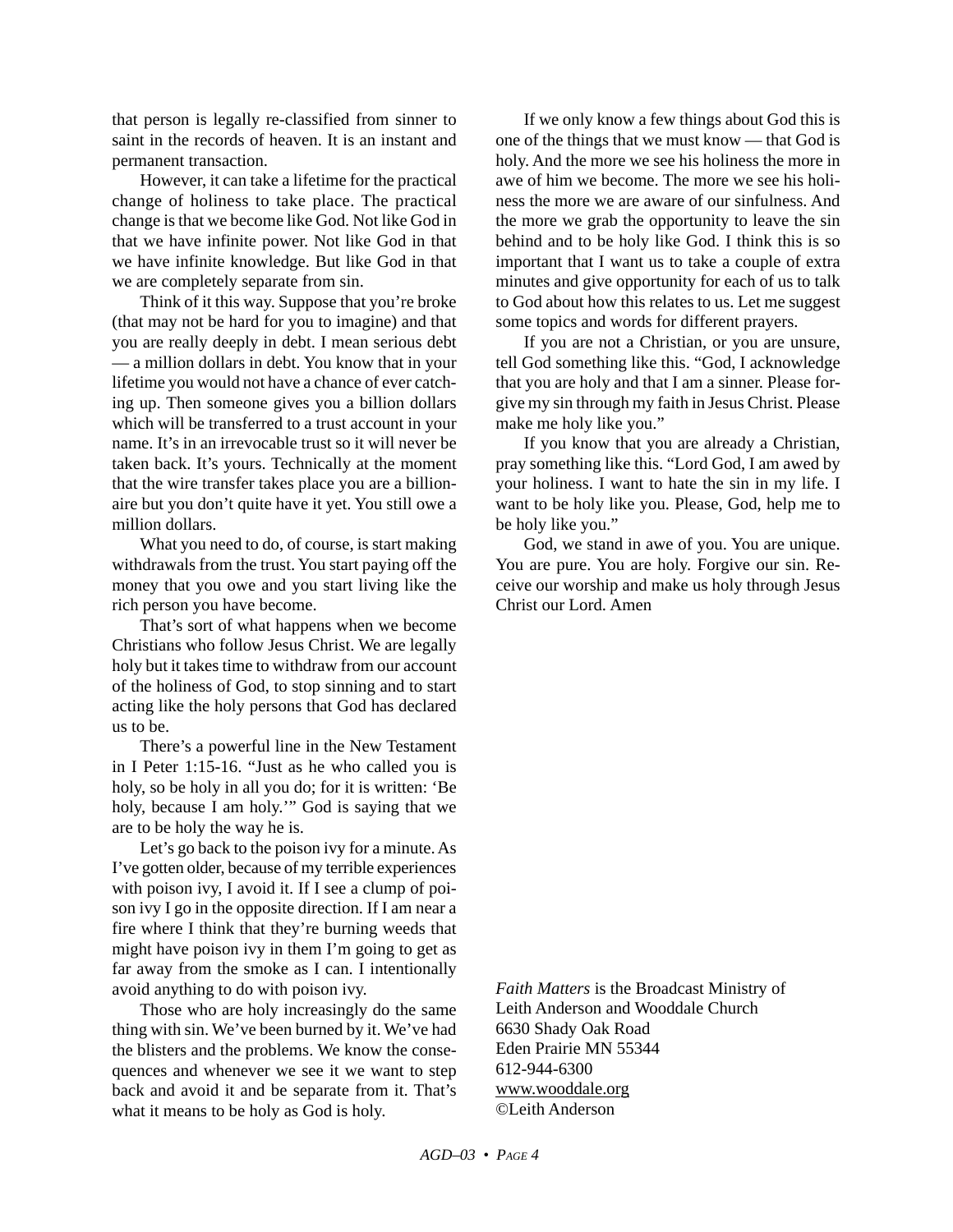that person is legally re-classified from sinner to saint in the records of heaven. It is an instant and permanent transaction.

However, it can take a lifetime for the practical change of holiness to take place. The practical change is that we become like God. Not like God in that we have infinite power. Not like God in that we have infinite knowledge. But like God in that we are completely separate from sin.

Think of it this way. Suppose that you're broke (that may not be hard for you to imagine) and that you are really deeply in debt. I mean serious debt — a million dollars in debt. You know that in your lifetime you would not have a chance of ever catching up. Then someone gives you a billion dollars which will be transferred to a trust account in your name. It's in an irrevocable trust so it will never be taken back. It's yours. Technically at the moment that the wire transfer takes place you are a billionaire but you don't quite have it yet. You still owe a million dollars.

What you need to do, of course, is start making withdrawals from the trust. You start paying off the money that you owe and you start living like the rich person you have become.

That's sort of what happens when we become Christians who follow Jesus Christ. We are legally holy but it takes time to withdraw from our account of the holiness of God, to stop sinning and to start acting like the holy persons that God has declared us to be.

There's a powerful line in the New Testament in I Peter 1:15-16. "Just as he who called you is holy, so be holy in all you do; for it is written: 'Be holy, because I am holy.'" God is saying that we are to be holy the way he is.

Let's go back to the poison ivy for a minute. As I've gotten older, because of my terrible experiences with poison ivy, I avoid it. If I see a clump of poison ivy I go in the opposite direction. If I am near a fire where I think that they're burning weeds that might have poison ivy in them I'm going to get as far away from the smoke as I can. I intentionally avoid anything to do with poison ivy.

Those who are holy increasingly do the same thing with sin. We've been burned by it. We've had the blisters and the problems. We know the consequences and whenever we see it we want to step back and avoid it and be separate from it. That's what it means to be holy as God is holy.

If we only know a few things about God this is one of the things that we must know — that God is holy. And the more we see his holiness the more in awe of him we become. The more we see his holiness the more we are aware of our sinfulness. And the more we grab the opportunity to leave the sin behind and to be holy like God. I think this is so important that I want us to take a couple of extra minutes and give opportunity for each of us to talk to God about how this relates to us. Let me suggest some topics and words for different prayers.

If you are not a Christian, or you are unsure, tell God something like this. "God, I acknowledge that you are holy and that I am a sinner. Please forgive my sin through my faith in Jesus Christ. Please make me holy like you."

If you know that you are already a Christian, pray something like this. "Lord God, I am awed by your holiness. I want to hate the sin in my life. I want to be holy like you. Please, God, help me to be holy like you."

God, we stand in awe of you. You are unique. You are pure. You are holy. Forgive our sin. Receive our worship and make us holy through Jesus Christ our Lord. Amen

*Faith Matters* is the Broadcast Ministry of
Leith Anderson and Wooddale Church
6630 Shady Oak Road
Eden Prairie MN 55344
612-944-6300
www.wooddale.org
©Leith Anderson